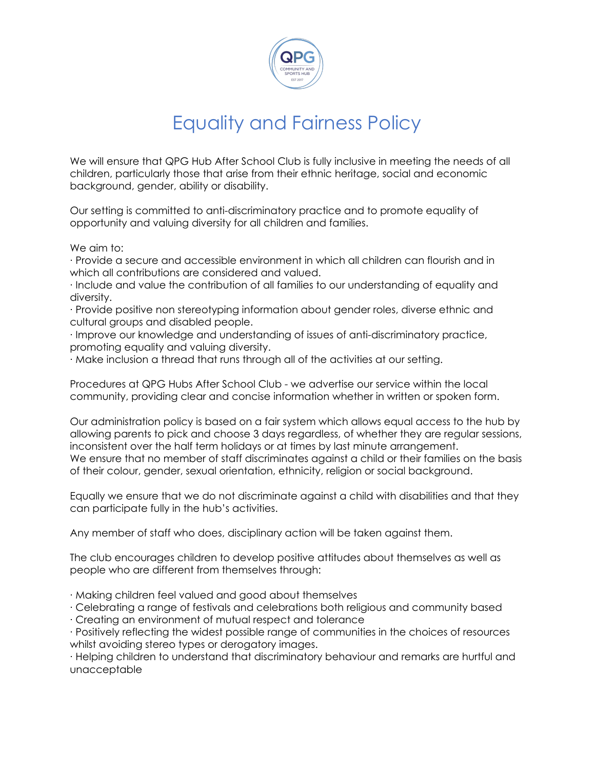# Equality and Fairness Policy

We will ensure that QPG Hub After School Club is fully inclusive in meeting the needs of all children, particularly those that arise from their ethnic heritage, social and economic background, gender, ability or disability.

Our setting is committed to anti-discriminatory practice and to promote equality of opportunity and valuing diversity for all children and families.

We aim to:

- Provide a secure and accessible environment in which all children can flourish and in which all contributions are considered and valued.
- Include and value the contribution of all families to our understanding of equality and diversity.
- Provide positive non stereotyping information about gender roles, diverse ethnic and cultural groups and disabled people.
- Improve our knowledge and understanding of issues of anti-discriminatory practice, promoting equality and valuing diversity.
- Make inclusion a thread that runs through all of the activities at our setting.

Procedures at QPG Hubs After School Club - we advertise our service within the local community, providing clear and concise information whether in written or spoken form.

Our administration policy is based on a fair system which allows equal access to the hub by allowing parents to pick and choose 3 days regardless, of whether they are regular sessions, inconsistent over the half term holidays or at times by last minute arrangement.
We ensure that no member of staff discriminates against a child or their families on the basis of their colour, gender, sexual orientation, ethnicity, religion or social background.

Equally we ensure that we do not discriminate against a child with disabilities and that they can participate fully in the hub's activities.

Any member of staff who does, disciplinary action will be taken against them.

The club encourages children to develop positive attitudes about themselves as well as people who are different from themselves through:

- Making children feel valued and good about themselves
- Celebrating a range of festivals and celebrations both religious and community based
- Creating an environment of mutual respect and tolerance
- Positively reflecting the widest possible range of communities in the choices of resources whilst avoiding stereo types or derogatory images.
- Helping children to understand that discriminatory behaviour and remarks are hurtful and unacceptable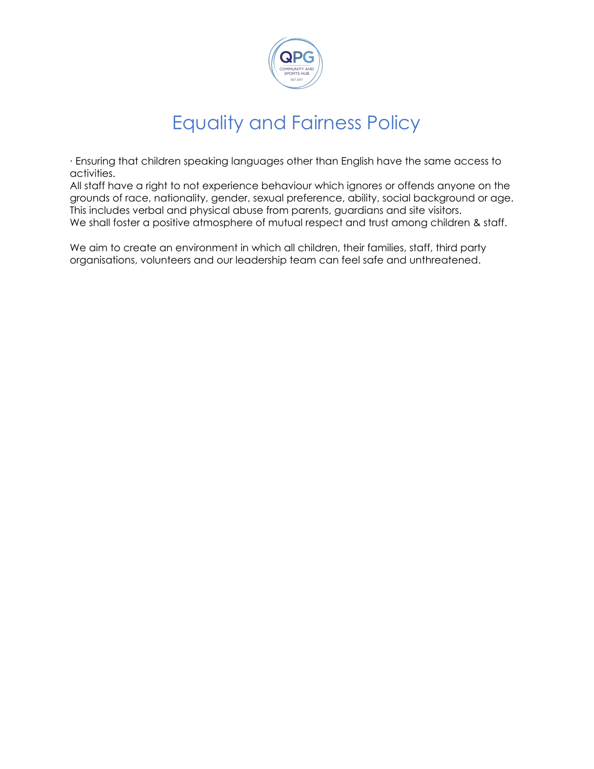# Equality and Fairness Policy

· Ensuring that children speaking languages other than English have the same access to activities.

All staff have a right to not experience behaviour which ignores or offends anyone on the grounds of race, nationality, gender, sexual preference, ability, social background or age. This includes verbal and physical abuse from parents, guardians and site visitors.

We shall foster a positive atmosphere of mutual respect and trust among children & staff.

We aim to create an environment in which all children, their families, staff, third party organisations, volunteers and our leadership team can feel safe and unthreatened.